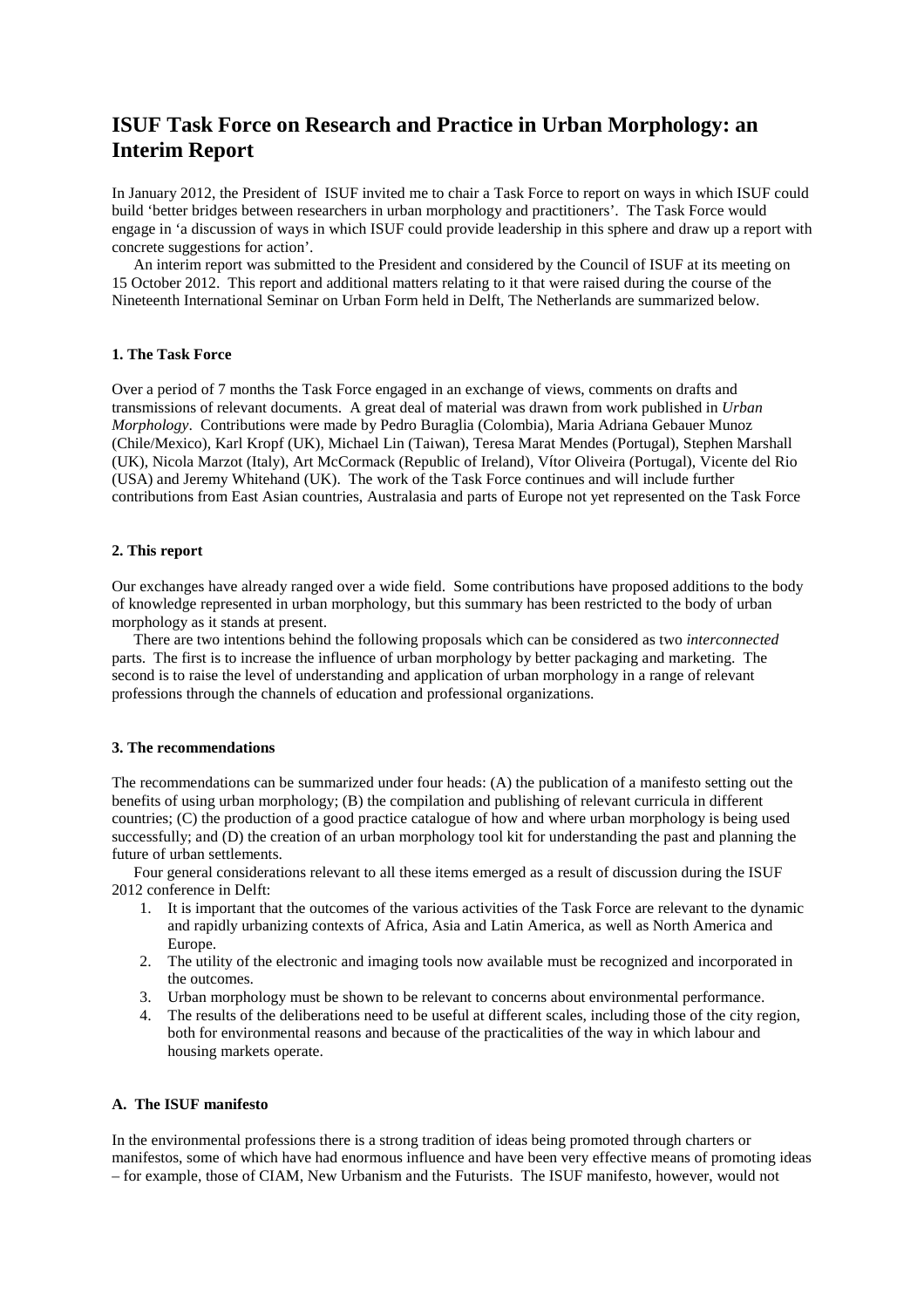# ISUF Task Force on Research and Practice in Urban Morphology: an Interim Report

In January 2012, the President of ISUF invited me to chair a Task Force to report on ways in which ISUF could build 'better bridges between researchers in urban morphology and practitioners'. The Task Force would engage in 'a discussion of ways in which ISUF could provide leadership in this sphere and draw up a report with concrete suggestions for action'.

An interim report was submitted to the President and considered by the Council of ISUF at its meeting on 15 October 2012. This report and additional matters relating to it that were raised during the course of the Nineteenth International Seminar on Urban Form held in Delft, The Netherlands are summarized below.

#### 1. The Task Force

Over a period of 7 months the Task Force engaged in an exchange of views, comments on drafts and transmissions of relevant documents. A great deal of material was drawn from work published in *Urban Morphology*. Contributions were made by Pedro Buraglia (Colombia), Maria Adriana Gebauer Munoz (Chile/Mexico), Karl Kropf (UK), Michael Lin (Taiwan), Teresa Marat Mendes (Portugal), Stephen Marshall (UK), Nicola Marzot (Italy), Art McCormack (Republic of Ireland), Vítor Oliveira (Portugal), Vicente del Rio (USA) and Jeremy Whitehand (UK). The work of the Task Force continues and will include further contributions from East Asian countries, Australasia and parts of Europe not yet represented on the Task Force

#### 2. This report

Our exchanges have already ranged over a wide field. Some contributions have proposed additions to the body of knowledge represented in urban morphology, but this summary has been restricted to the body of urban morphology as it stands at present.

There are two intentions behind the following proposals which can be considered as two *interconnected* parts. The first is to increase the influence of urban morphology by better packaging and marketing. The second is to raise the level of understanding and application of urban morphology in a range of relevant professions through the channels of education and professional organizations.

#### 3. The recommendations

The recommendations can be summarized under four heads: (A) the publication of a manifesto setting out the benefits of using urban morphology; (B) the compilation and publishing of relevant curricula in different countries; (C) the production of a good practice catalogue of how and where urban morphology is being used successfully; and (D) the creation of an urban morphology tool kit for understanding the past and planning the future of urban settlements.

Four general considerations relevant to all these items emerged as a result of discussion during the ISUF 2012 conference in Delft:

1. It is important that the outcomes of the various activities of the Task Force are relevant to the dynamic and rapidly urbanizing contexts of Africa, Asia and Latin America, as well as North America and Europe.
2. The utility of the electronic and imaging tools now available must be recognized and incorporated in the outcomes.
3. Urban morphology must be shown to be relevant to concerns about environmental performance.
4. The results of the deliberations need to be useful at different scales, including those of the city region, both for environmental reasons and because of the practicalities of the way in which labour and housing markets operate.

#### A. The ISUF manifesto

In the environmental professions there is a strong tradition of ideas being promoted through charters or manifestos, some of which have had enormous influence and have been very effective means of promoting ideas – for example, those of CIAM, New Urbanism and the Futurists. The ISUF manifesto, however, would not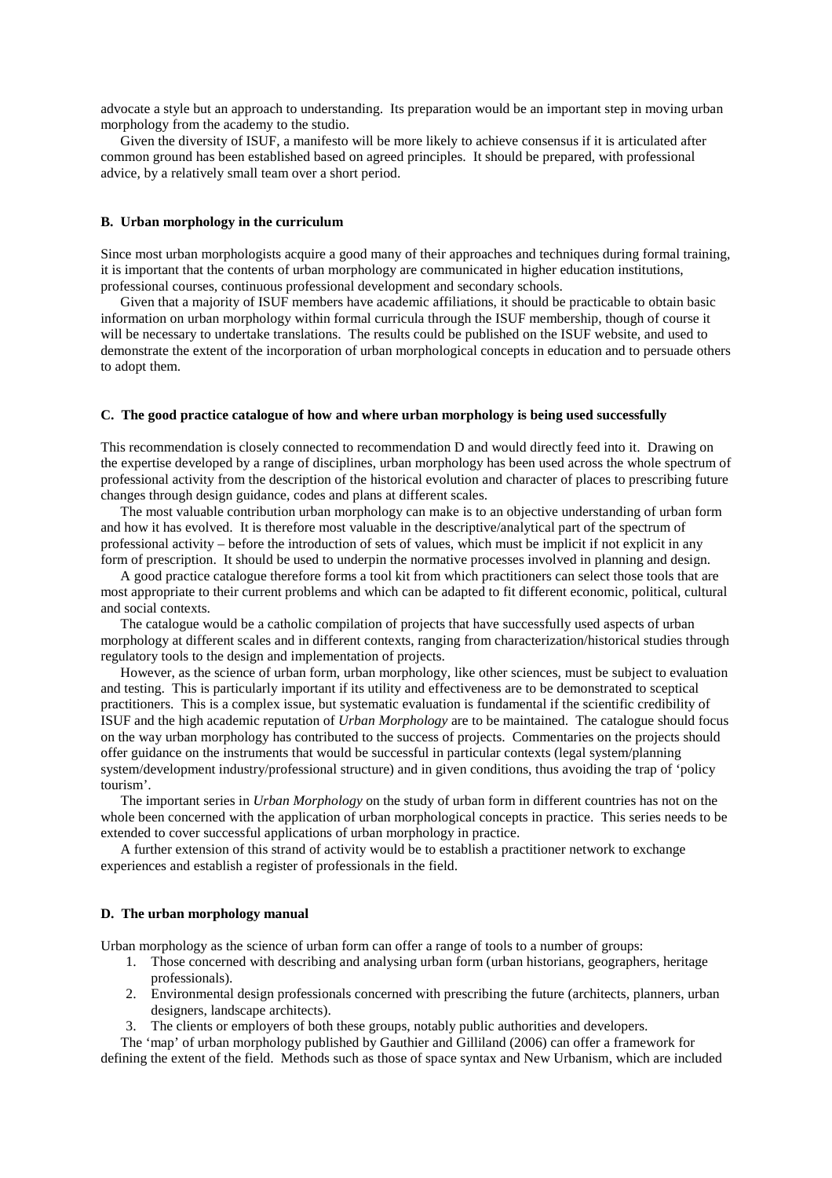advocate a style but an approach to understanding. Its preparation would be an important step in moving urban morphology from the academy to the studio.

Given the diversity of ISUF, a manifesto will be more likely to achieve consensus if it is articulated after common ground has been established based on agreed principles. It should be prepared, with professional advice, by a relatively small team over a short period.

### B. Urban morphology in the curriculum

Since most urban morphologists acquire a good many of their approaches and techniques during formal training, it is important that the contents of urban morphology are communicated in higher education institutions, professional courses, continuous professional development and secondary schools.

Given that a majority of ISUF members have academic affiliations, it should be practicable to obtain basic information on urban morphology within formal curricula through the ISUF membership, though of course it will be necessary to undertake translations. The results could be published on the ISUF website, and used to demonstrate the extent of the incorporation of urban morphological concepts in education and to persuade others to adopt them.

### C. The good practice catalogue of how and where urban morphology is being used successfully

This recommendation is closely connected to recommendation D and would directly feed into it. Drawing on the expertise developed by a range of disciplines, urban morphology has been used across the whole spectrum of professional activity from the description of the historical evolution and character of places to prescribing future changes through design guidance, codes and plans at different scales.

The most valuable contribution urban morphology can make is to an objective understanding of urban form and how it has evolved. It is therefore most valuable in the descriptive/analytical part of the spectrum of professional activity – before the introduction of sets of values, which must be implicit if not explicit in any form of prescription. It should be used to underpin the normative processes involved in planning and design.

A good practice catalogue therefore forms a tool kit from which practitioners can select those tools that are most appropriate to their current problems and which can be adapted to fit different economic, political, cultural and social contexts.

The catalogue would be a catholic compilation of projects that have successfully used aspects of urban morphology at different scales and in different contexts, ranging from characterization/historical studies through regulatory tools to the design and implementation of projects.

However, as the science of urban form, urban morphology, like other sciences, must be subject to evaluation and testing. This is particularly important if its utility and effectiveness are to be demonstrated to sceptical practitioners. This is a complex issue, but systematic evaluation is fundamental if the scientific credibility of ISUF and the high academic reputation of *Urban Morphology* are to be maintained. The catalogue should focus on the way urban morphology has contributed to the success of projects. Commentaries on the projects should offer guidance on the instruments that would be successful in particular contexts (legal system/planning system/development industry/professional structure) and in given conditions, thus avoiding the trap of 'policy tourism'.

The important series in *Urban Morphology* on the study of urban form in different countries has not on the whole been concerned with the application of urban morphological concepts in practice. This series needs to be extended to cover successful applications of urban morphology in practice.

A further extension of this strand of activity would be to establish a practitioner network to exchange experiences and establish a register of professionals in the field.

### D. The urban morphology manual

Urban morphology as the science of urban form can offer a range of tools to a number of groups:

1. Those concerned with describing and analysing urban form (urban historians, geographers, heritage professionals).
2. Environmental design professionals concerned with prescribing the future (architects, planners, urban designers, landscape architects).
3. The clients or employers of both these groups, notably public authorities and developers.

The 'map' of urban morphology published by Gauthier and Gilliland (2006) can offer a framework for defining the extent of the field. Methods such as those of space syntax and New Urbanism, which are included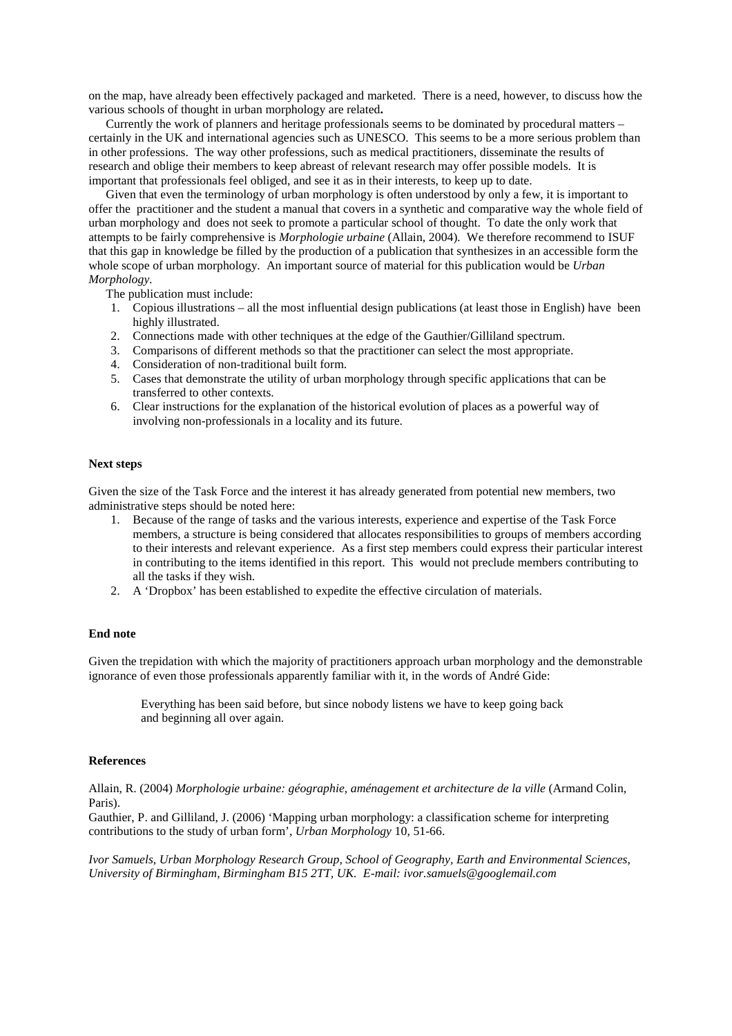on the map, have already been effectively packaged and marketed. There is a need, however, to discuss how the various schools of thought in urban morphology are related**.**

Currently the work of planners and heritage professionals seems to be dominated by procedural matters – certainly in the UK and international agencies such as UNESCO. This seems to be a more serious problem than in other professions. The way other professions, such as medical practitioners, disseminate the results of research and oblige their members to keep abreast of relevant research may offer possible models. It is important that professionals feel obliged, and see it as in their interests, to keep up to date.

Given that even the terminology of urban morphology is often understood by only a few, it is important to offer the practitioner and the student a manual that covers in a synthetic and comparative way the whole field of urban morphology and does not seek to promote a particular school of thought. To date the only work that attempts to be fairly comprehensive is *Morphologie urbaine* (Allain, 2004). We therefore recommend to ISUF that this gap in knowledge be filled by the production of a publication that synthesizes in an accessible form the whole scope of urban morphology. An important source of material for this publication would be *Urban Morphology*.

The publication must include:

1. Copious illustrations – all the most influential design publications (at least those in English) have been highly illustrated.
2. Connections made with other techniques at the edge of the Gauthier/Gilliland spectrum.
3. Comparisons of different methods so that the practitioner can select the most appropriate.
4. Consideration of non-traditional built form.
5. Cases that demonstrate the utility of urban morphology through specific applications that can be transferred to other contexts.
6. Clear instructions for the explanation of the historical evolution of places as a powerful way of involving non-professionals in a locality and its future.

**Next steps**

Given the size of the Task Force and the interest it has already generated from potential new members, two administrative steps should be noted here:

1. Because of the range of tasks and the various interests, experience and expertise of the Task Force members, a structure is being considered that allocates responsibilities to groups of members according to their interests and relevant experience. As a first step members could express their particular interest in contributing to the items identified in this report. This would not preclude members contributing to all the tasks if they wish.
2. A 'Dropbox' has been established to expedite the effective circulation of materials.

**End note**

Given the trepidation with which the majority of practitioners approach urban morphology and the demonstrable ignorance of even those professionals apparently familiar with it, in the words of André Gide:

> Everything has been said before, but since nobody listens we have to keep going back and beginning all over again.

**References**

Allain, R. (2004) *Morphologie urbaine: géographie, aménagement et architecture de la ville* (Armand Colin, Paris).

Gauthier, P. and Gilliland, J. (2006) 'Mapping urban morphology: a classification scheme for interpreting contributions to the study of urban form', *Urban Morphology* 10, 51-66.

*Ivor Samuels, Urban Morphology Research Group, School of Geography, Earth and Environmental Sciences, University of Birmingham, Birmingham B15 2TT, UK. E-mail: ivor.samuels@googlemail.com*